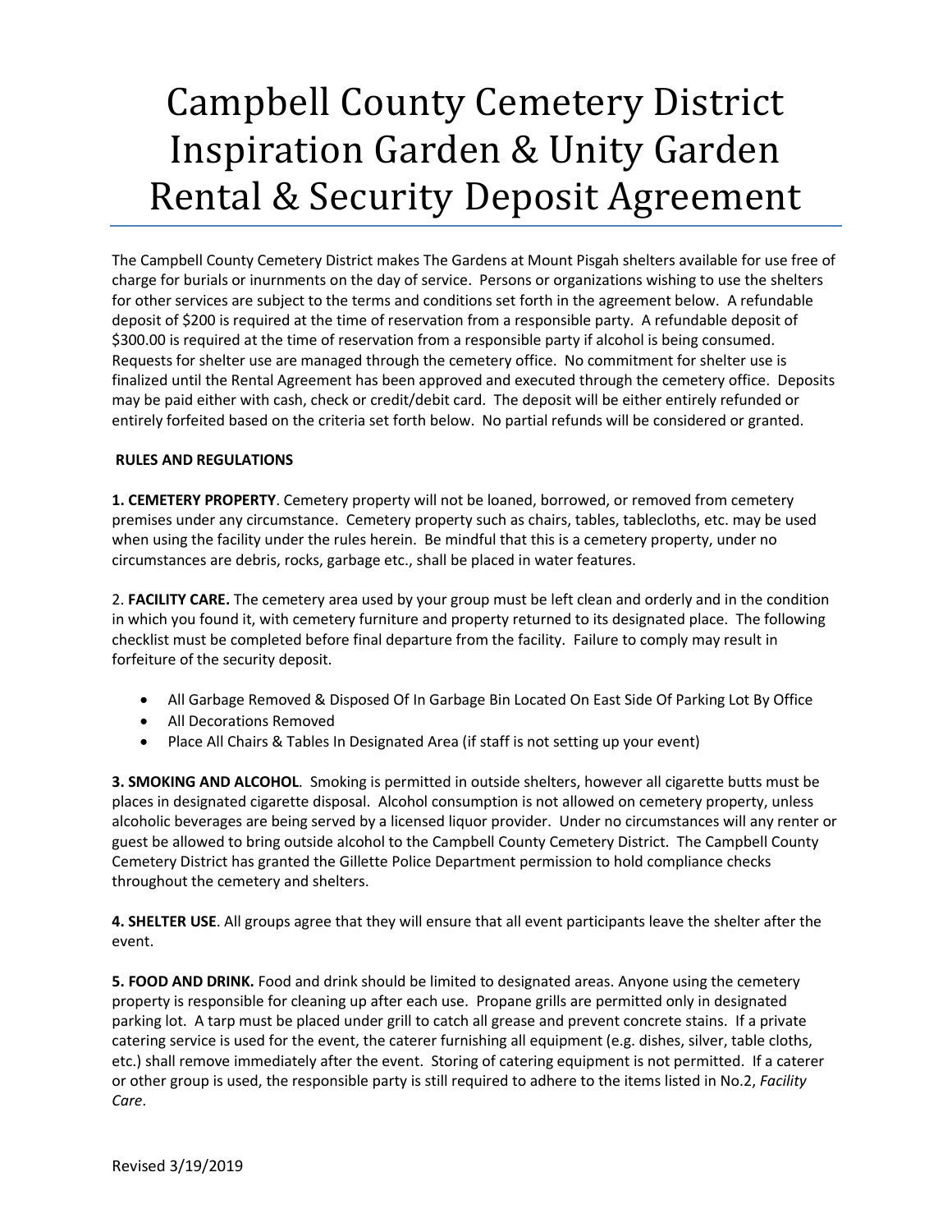# Campbell County Cemetery District Inspiration Garden & Unity Garden Rental & Security Deposit Agreement

The Campbell County Cemetery District makes The Gardens at Mount Pisgah shelters available for use free of charge for burials or inurnments on the day of service. Persons or organizations wishing to use the shelters for other services are subject to the terms and conditions set forth in the agreement below. A refundable deposit of $200 is required at the time of reservation from a responsible party. A refundable deposit of $300.00 is required at the time of reservation from a responsible party if alcohol is being consumed. Requests for shelter use are managed through the cemetery office. No commitment for shelter use is finalized until the Rental Agreement has been approved and executed through the cemetery office. Deposits may be paid either with cash, check or credit/debit card. The deposit will be either entirely refunded or entirely forfeited based on the criteria set forth below. No partial refunds will be considered or granted.

**RULES AND REGULATIONS**

**1. CEMETERY PROPERTY**. Cemetery property will not be loaned, borrowed, or removed from cemetery premises under any circumstance. Cemetery property such as chairs, tables, tablecloths, etc. may be used when using the facility under the rules herein. Be mindful that this is a cemetery property, under no circumstances are debris, rocks, garbage etc., shall be placed in water features.

2. **FACILITY CARE.** The cemetery area used by your group must be left clean and orderly and in the condition in which you found it, with cemetery furniture and property returned to its designated place. The following checklist must be completed before final departure from the facility. Failure to comply may result in forfeiture of the security deposit.

- All Garbage Removed & Disposed Of In Garbage Bin Located On East Side Of Parking Lot By Office
- All Decorations Removed
- Place All Chairs & Tables In Designated Area (if staff is not setting up your event)

**3. SMOKING AND ALCOHOL**. Smoking is permitted in outside shelters, however all cigarette butts must be places in designated cigarette disposal. Alcohol consumption is not allowed on cemetery property, unless alcoholic beverages are being served by a licensed liquor provider. Under no circumstances will any renter or guest be allowed to bring outside alcohol to the Campbell County Cemetery District. The Campbell County Cemetery District has granted the Gillette Police Department permission to hold compliance checks throughout the cemetery and shelters.

**4. SHELTER USE**. All groups agree that they will ensure that all event participants leave the shelter after the event.

**5. FOOD AND DRINK.** Food and drink should be limited to designated areas. Anyone using the cemetery property is responsible for cleaning up after each use. Propane grills are permitted only in designated parking lot. A tarp must be placed under grill to catch all grease and prevent concrete stains. If a private catering service is used for the event, the caterer furnishing all equipment (e.g. dishes, silver, table cloths, etc.) shall remove immediately after the event. Storing of catering equipment is not permitted. If a caterer or other group is used, the responsible party is still required to adhere to the items listed in No.2, *Facility Care*.

Revised 3/19/2019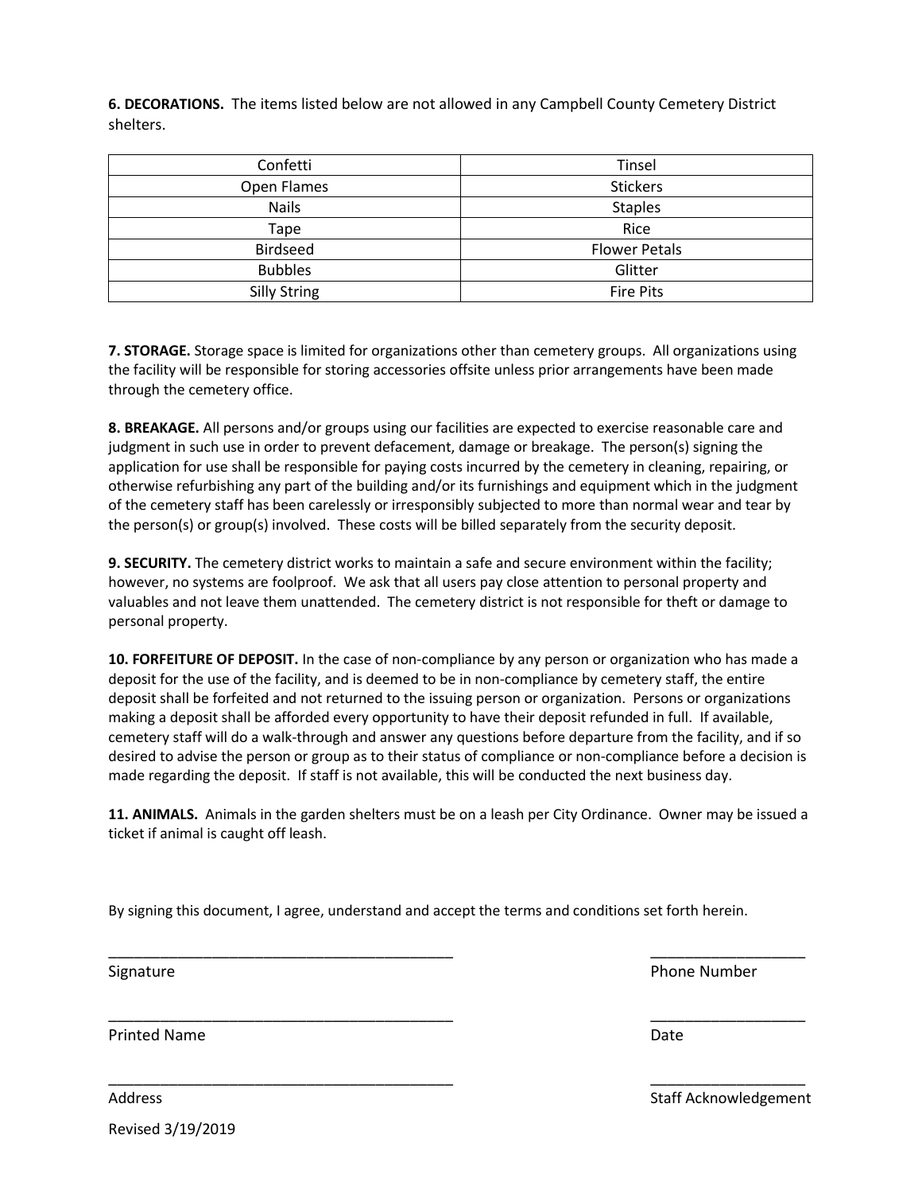**6. DECORATIONS.** The items listed below are not allowed in any Campbell County Cemetery District shelters.

| | |
|---|---|
| Confetti | Tinsel |
| Open Flames | Stickers |
| Nails | Staples |
| Tape | Rice |
| Birdseed | Flower Petals |
| Bubbles | Glitter |
| Silly String | Fire Pits |

**7. STORAGE.** Storage space is limited for organizations other than cemetery groups. All organizations using the facility will be responsible for storing accessories offsite unless prior arrangements have been made through the cemetery office.

**8. BREAKAGE.** All persons and/or groups using our facilities are expected to exercise reasonable care and judgment in such use in order to prevent defacement, damage or breakage. The person(s) signing the application for use shall be responsible for paying costs incurred by the cemetery in cleaning, repairing, or otherwise refurbishing any part of the building and/or its furnishings and equipment which in the judgment of the cemetery staff has been carelessly or irresponsibly subjected to more than normal wear and tear by the person(s) or group(s) involved. These costs will be billed separately from the security deposit.

**9. SECURITY.** The cemetery district works to maintain a safe and secure environment within the facility; however, no systems are foolproof. We ask that all users pay close attention to personal property and valuables and not leave them unattended. The cemetery district is not responsible for theft or damage to personal property.

**10. FORFEITURE OF DEPOSIT.** In the case of non-compliance by any person or organization who has made a deposit for the use of the facility, and is deemed to be in non-compliance by cemetery staff, the entire deposit shall be forfeited and not returned to the issuing person or organization. Persons or organizations making a deposit shall be afforded every opportunity to have their deposit refunded in full. If available, cemetery staff will do a walk-through and answer any questions before departure from the facility, and if so desired to advise the person or group as to their status of compliance or non-compliance before a decision is made regarding the deposit. If staff is not available, this will be conducted the next business day.

**11. ANIMALS.** Animals in the garden shelters must be on a leash per City Ordinance. Owner may be issued a ticket if animal is caught off leash.

By signing this document, I agree, understand and accept the terms and conditions set forth herein.

\_\_\_\_\_\_\_\_\_\_\_\_\_\_\_\_\_\_\_\_\_\_\_\_\_\_\_\_\_\_\_\_\_\_\_\_\_\_\_\_\_\_ &nbsp;&nbsp;&nbsp;&nbsp; \_\_\_\_\_\_\_\_\_\_\_\_\_\_\_\_\_\_\_

Signature &nbsp;&nbsp;&nbsp;&nbsp; Phone Number

\_\_\_\_\_\_\_\_\_\_\_\_\_\_\_\_\_\_\_\_\_\_\_\_\_\_\_\_\_\_\_\_\_\_\_\_\_\_\_\_\_\_ &nbsp;&nbsp;&nbsp;&nbsp; \_\_\_\_\_\_\_\_\_\_\_\_\_\_\_\_\_\_\_

Printed Name &nbsp;&nbsp;&nbsp;&nbsp; Date

\_\_\_\_\_\_\_\_\_\_\_\_\_\_\_\_\_\_\_\_\_\_\_\_\_\_\_\_\_\_\_\_\_\_\_\_\_\_\_\_\_\_ &nbsp;&nbsp;&nbsp;&nbsp; \_\_\_\_\_\_\_\_\_\_\_\_\_\_\_\_\_\_\_

Address &nbsp;&nbsp;&nbsp;&nbsp; Staff Acknowledgement

Revised 3/19/2019